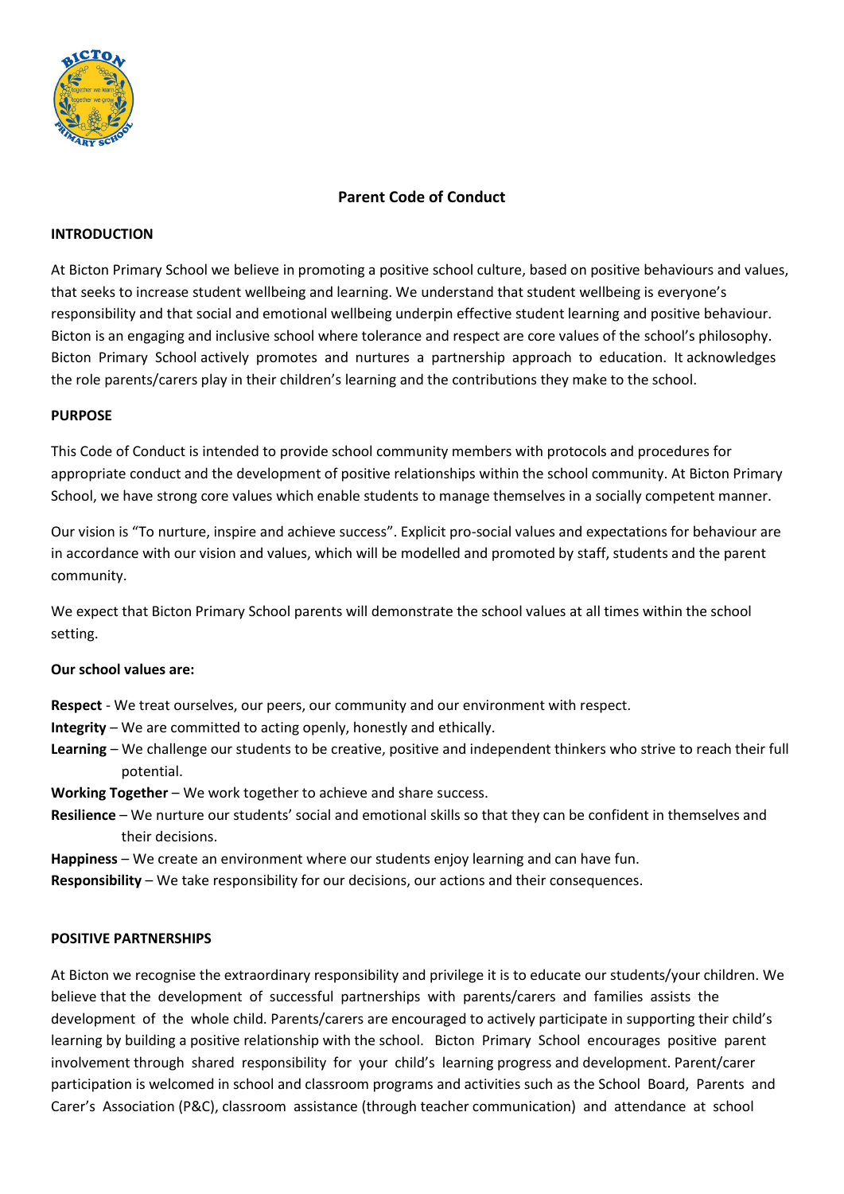# Parent Code of Conduct

## INTRODUCTION

At Bicton Primary School we believe in promoting a positive school culture, based on positive behaviours and values, that seeks to increase student wellbeing and learning. We understand that student wellbeing is everyone's responsibility and that social and emotional wellbeing underpin effective student learning and positive behaviour. Bicton is an engaging and inclusive school where tolerance and respect are core values of the school's philosophy. Bicton Primary School actively promotes and nurtures a partnership approach to education. It acknowledges the role parents/carers play in their children's learning and the contributions they make to the school.

## PURPOSE

This Code of Conduct is intended to provide school community members with protocols and procedures for appropriate conduct and the development of positive relationships within the school community. At Bicton Primary School, we have strong core values which enable students to manage themselves in a socially competent manner.

Our vision is "To nurture, inspire and achieve success". Explicit pro-social values and expectations for behaviour are in accordance with our vision and values, which will be modelled and promoted by staff, students and the parent community.

We expect that Bicton Primary School parents will demonstrate the school values at all times within the school setting.

**Our school values are:**

**Respect** - We treat ourselves, our peers, our community and our environment with respect.
**Integrity** – We are committed to acting openly, honestly and ethically.
**Learning** – We challenge our students to be creative, positive and independent thinkers who strive to reach their full potential.
**Working Together** – We work together to achieve and share success.
**Resilience** – We nurture our students' social and emotional skills so that they can be confident in themselves and their decisions.
**Happiness** – We create an environment where our students enjoy learning and can have fun.
**Responsibility** – We take responsibility for our decisions, our actions and their consequences.

## POSITIVE PARTNERSHIPS

At Bicton we recognise the extraordinary responsibility and privilege it is to educate our students/your children. We believe that the development of successful partnerships with parents/carers and families assists the development of the whole child. Parents/carers are encouraged to actively participate in supporting their child's learning by building a positive relationship with the school. Bicton Primary School encourages positive parent involvement through shared responsibility for your child's learning progress and development. Parent/carer participation is welcomed in school and classroom programs and activities such as the School Board, Parents and Carer's Association (P&C), classroom assistance (through teacher communication) and attendance at school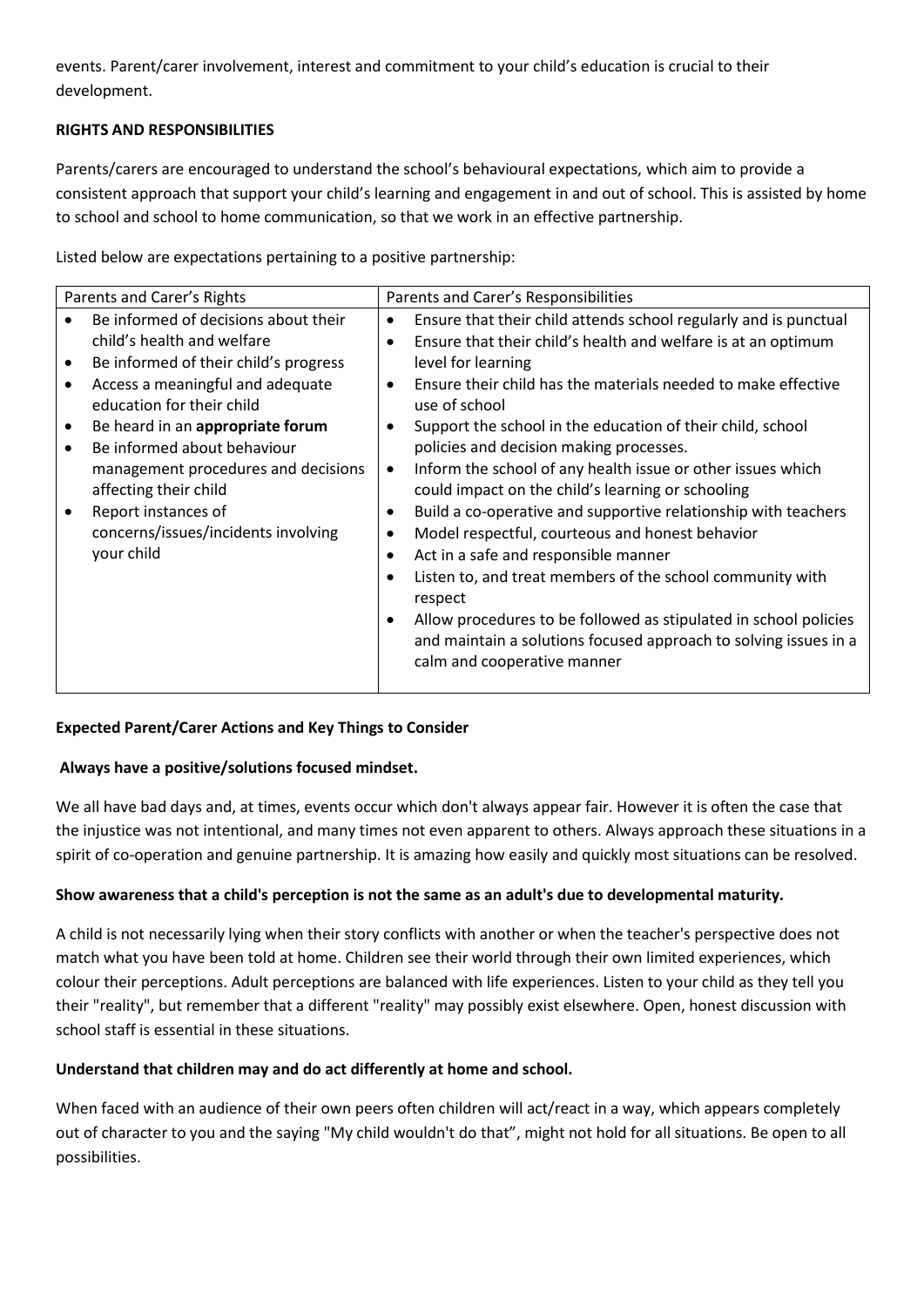events. Parent/carer involvement, interest and commitment to your child's education is crucial to their development.

**RIGHTS AND RESPONSIBILITIES**

Parents/carers are encouraged to understand the school's behavioural expectations, which aim to provide a consistent approach that support your child's learning and engagement in and out of school. This is assisted by home to school and school to home communication, so that we work in an effective partnership.

Listed below are expectations pertaining to a positive partnership:

| Parents and Carer's Rights | Parents and Carer's Responsibilities |
|---|---|
| • Be informed of decisions about their child's health and welfare<br>• Be informed of their child's progress<br>• Access a meaningful and adequate education for their child<br>• Be heard in an **appropriate forum**<br>• Be informed about behaviour management procedures and decisions affecting their child<br>• Report instances of concerns/issues/incidents involving your child | • Ensure that their child attends school regularly and is punctual<br>• Ensure that their child's health and welfare is at an optimum level for learning<br>• Ensure their child has the materials needed to make effective use of school<br>• Support the school in the education of their child, school policies and decision making processes.<br>• Inform the school of any health issue or other issues which could impact on the child's learning or schooling<br>• Build a co-operative and supportive relationship with teachers<br>• Model respectful, courteous and honest behavior<br>• Act in a safe and responsible manner<br>• Listen to, and treat members of the school community with respect<br>• Allow procedures to be followed as stipulated in school policies and maintain a solutions focused approach to solving issues in a calm and cooperative manner |

**Expected Parent/Carer Actions and Key Things to Consider**

**Always have a positive/solutions focused mindset.**

We all have bad days and, at times, events occur which don't always appear fair. However it is often the case that the injustice was not intentional, and many times not even apparent to others. Always approach these situations in a spirit of co-operation and genuine partnership. It is amazing how easily and quickly most situations can be resolved.

**Show awareness that a child's perception is not the same as an adult's due to developmental maturity.**

A child is not necessarily lying when their story conflicts with another or when the teacher's perspective does not match what you have been told at home. Children see their world through their own limited experiences, which colour their perceptions. Adult perceptions are balanced with life experiences. Listen to your child as they tell you their "reality", but remember that a different "reality" may possibly exist elsewhere. Open, honest discussion with school staff is essential in these situations.

**Understand that children may and do act differently at home and school.**

When faced with an audience of their own peers often children will act/react in a way, which appears completely out of character to you and the saying "My child wouldn't do that", might not hold for all situations. Be open to all possibilities.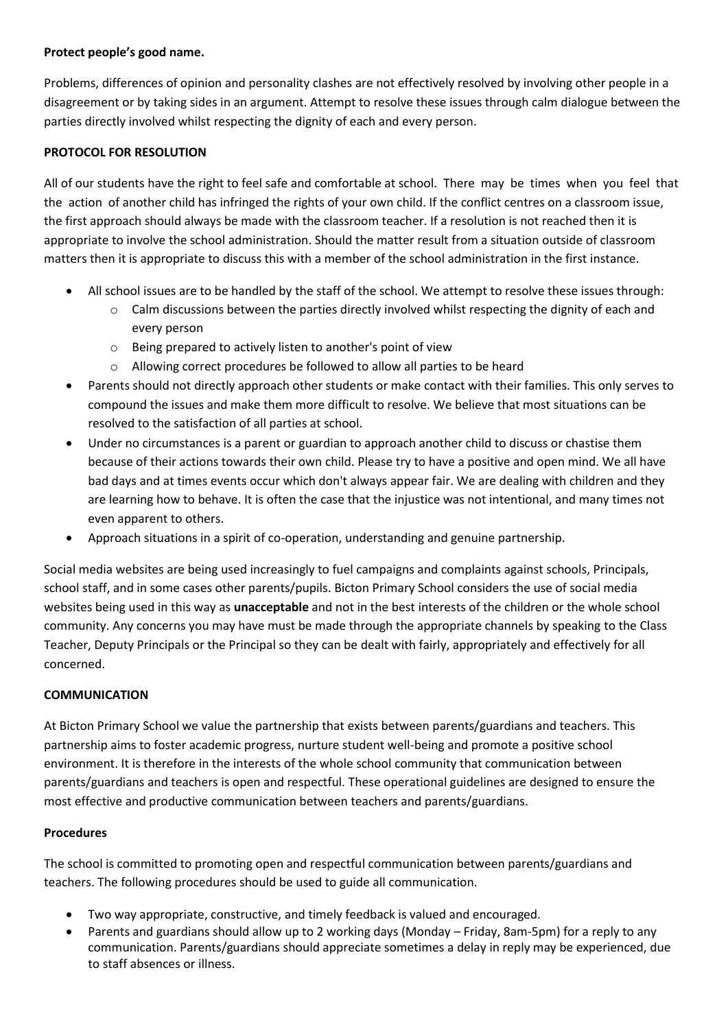**Protect people's good name.**

Problems, differences of opinion and personality clashes are not effectively resolved by involving other people in a disagreement or by taking sides in an argument. Attempt to resolve these issues through calm dialogue between the parties directly involved whilst respecting the dignity of each and every person.

**PROTOCOL FOR RESOLUTION**

All of our students have the right to feel safe and comfortable at school. There may be times when you feel that the action of another child has infringed the rights of your own child. If the conflict centres on a classroom issue, the first approach should always be made with the classroom teacher. If a resolution is not reached then it is appropriate to involve the school administration. Should the matter result from a situation outside of classroom matters then it is appropriate to discuss this with a member of the school administration in the first instance.

- All school issues are to be handled by the staff of the school. We attempt to resolve these issues through:
  - Calm discussions between the parties directly involved whilst respecting the dignity of each and every person
  - Being prepared to actively listen to another's point of view
  - Allowing correct procedures be followed to allow all parties to be heard
- Parents should not directly approach other students or make contact with their families. This only serves to compound the issues and make them more difficult to resolve. We believe that most situations can be resolved to the satisfaction of all parties at school.
- Under no circumstances is a parent or guardian to approach another child to discuss or chastise them because of their actions towards their own child. Please try to have a positive and open mind. We all have bad days and at times events occur which don't always appear fair. We are dealing with children and they are learning how to behave. It is often the case that the injustice was not intentional, and many times not even apparent to others.
- Approach situations in a spirit of co-operation, understanding and genuine partnership.

Social media websites are being used increasingly to fuel campaigns and complaints against schools, Principals, school staff, and in some cases other parents/pupils. Bicton Primary School considers the use of social media websites being used in this way as **unacceptable** and not in the best interests of the children or the whole school community. Any concerns you may have must be made through the appropriate channels by speaking to the Class Teacher, Deputy Principals or the Principal so they can be dealt with fairly, appropriately and effectively for all concerned.

**COMMUNICATION**

At Bicton Primary School we value the partnership that exists between parents/guardians and teachers. This partnership aims to foster academic progress, nurture student well-being and promote a positive school environment. It is therefore in the interests of the whole school community that communication between parents/guardians and teachers is open and respectful. These operational guidelines are designed to ensure the most effective and productive communication between teachers and parents/guardians.

**Procedures**

The school is committed to promoting open and respectful communication between parents/guardians and teachers. The following procedures should be used to guide all communication.

- Two way appropriate, constructive, and timely feedback is valued and encouraged.
- Parents and guardians should allow up to 2 working days (Monday – Friday, 8am-5pm) for a reply to any communication. Parents/guardians should appreciate sometimes a delay in reply may be experienced, due to staff absences or illness.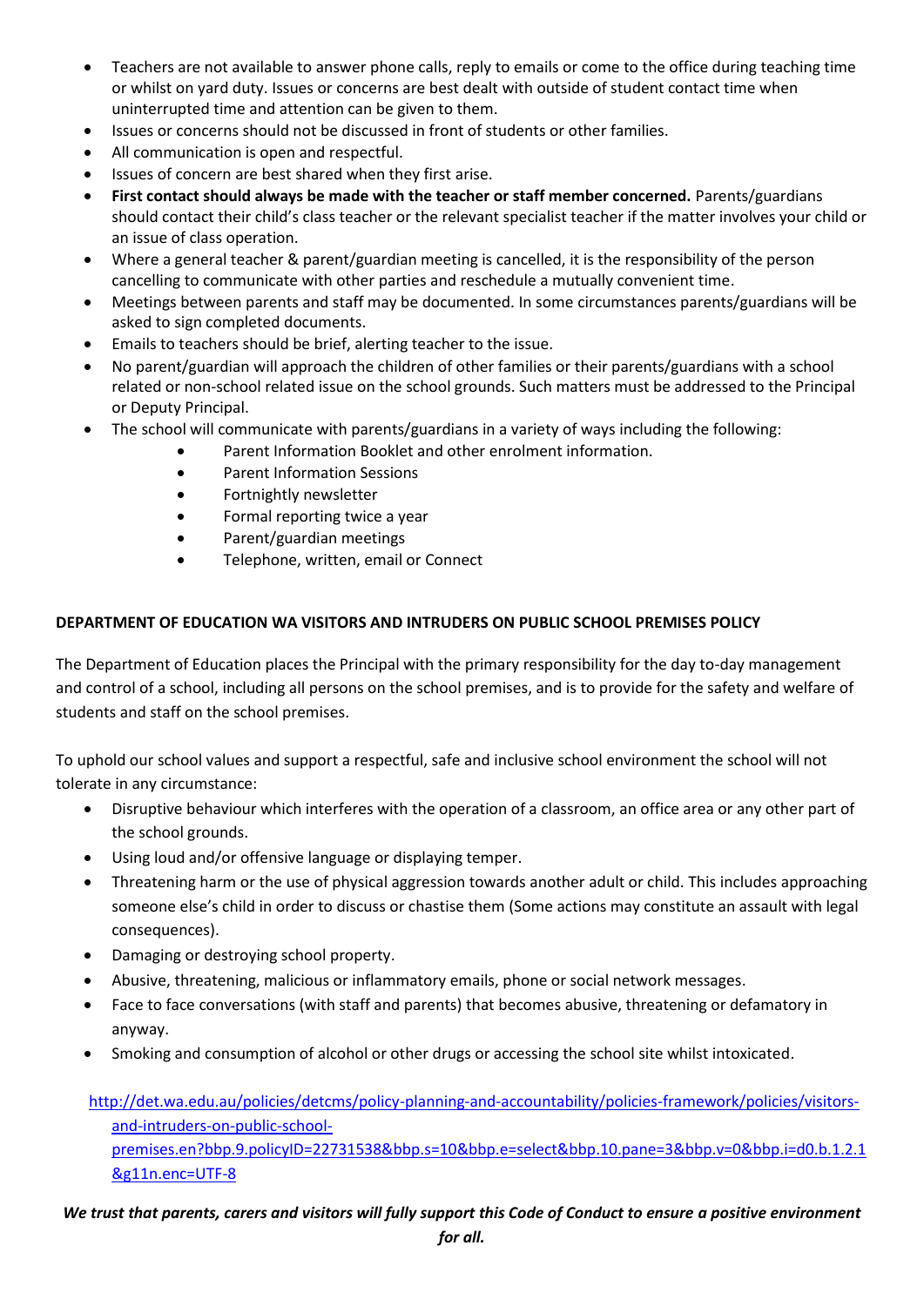- Teachers are not available to answer phone calls, reply to emails or come to the office during teaching time or whilst on yard duty. Issues or concerns are best dealt with outside of student contact time when uninterrupted time and attention can be given to them.
- Issues or concerns should not be discussed in front of students or other families.
- All communication is open and respectful.
- Issues of concern are best shared when they first arise.
- **First contact should always be made with the teacher or staff member concerned.** Parents/guardians should contact their child's class teacher or the relevant specialist teacher if the matter involves your child or an issue of class operation.
- Where a general teacher & parent/guardian meeting is cancelled, it is the responsibility of the person cancelling to communicate with other parties and reschedule a mutually convenient time.
- Meetings between parents and staff may be documented. In some circumstances parents/guardians will be asked to sign completed documents.
- Emails to teachers should be brief, alerting teacher to the issue.
- No parent/guardian will approach the children of other families or their parents/guardians with a school related or non-school related issue on the school grounds. Such matters must be addressed to the Principal or Deputy Principal.
- The school will communicate with parents/guardians in a variety of ways including the following:
    - Parent Information Booklet and other enrolment information.
    - Parent Information Sessions
    - Fortnightly newsletter
    - Formal reporting twice a year
    - Parent/guardian meetings
    - Telephone, written, email or Connect

**DEPARTMENT OF EDUCATION WA VISITORS AND INTRUDERS ON PUBLIC SCHOOL PREMISES POLICY**

The Department of Education places the Principal with the primary responsibility for the day to-day management and control of a school, including all persons on the school premises, and is to provide for the safety and welfare of students and staff on the school premises.

To uphold our school values and support a respectful, safe and inclusive school environment the school will not tolerate in any circumstance:

- Disruptive behaviour which interferes with the operation of a classroom, an office area or any other part of the school grounds.
- Using loud and/or offensive language or displaying temper.
- Threatening harm or the use of physical aggression towards another adult or child. This includes approaching someone else's child in order to discuss or chastise them (Some actions may constitute an assault with legal consequences).
- Damaging or destroying school property.
- Abusive, threatening, malicious or inflammatory emails, phone or social network messages.
- Face to face conversations (with staff and parents) that becomes abusive, threatening or defamatory in anyway.
- Smoking and consumption of alcohol or other drugs or accessing the school site whilst intoxicated.

http://det.wa.edu.au/policies/detcms/policy-planning-and-accountability/policies-framework/policies/visitors-and-intruders-on-public-school-premises.en?bbp.9.policyID=22731538&bbp.s=10&bbp.e=select&bbp.10.pane=3&bbp.v=0&bbp.i=d0.b.1.2.1&g11n.enc=UTF-8

***We trust that parents, carers and visitors will fully support this Code of Conduct to ensure a positive environment for all.***